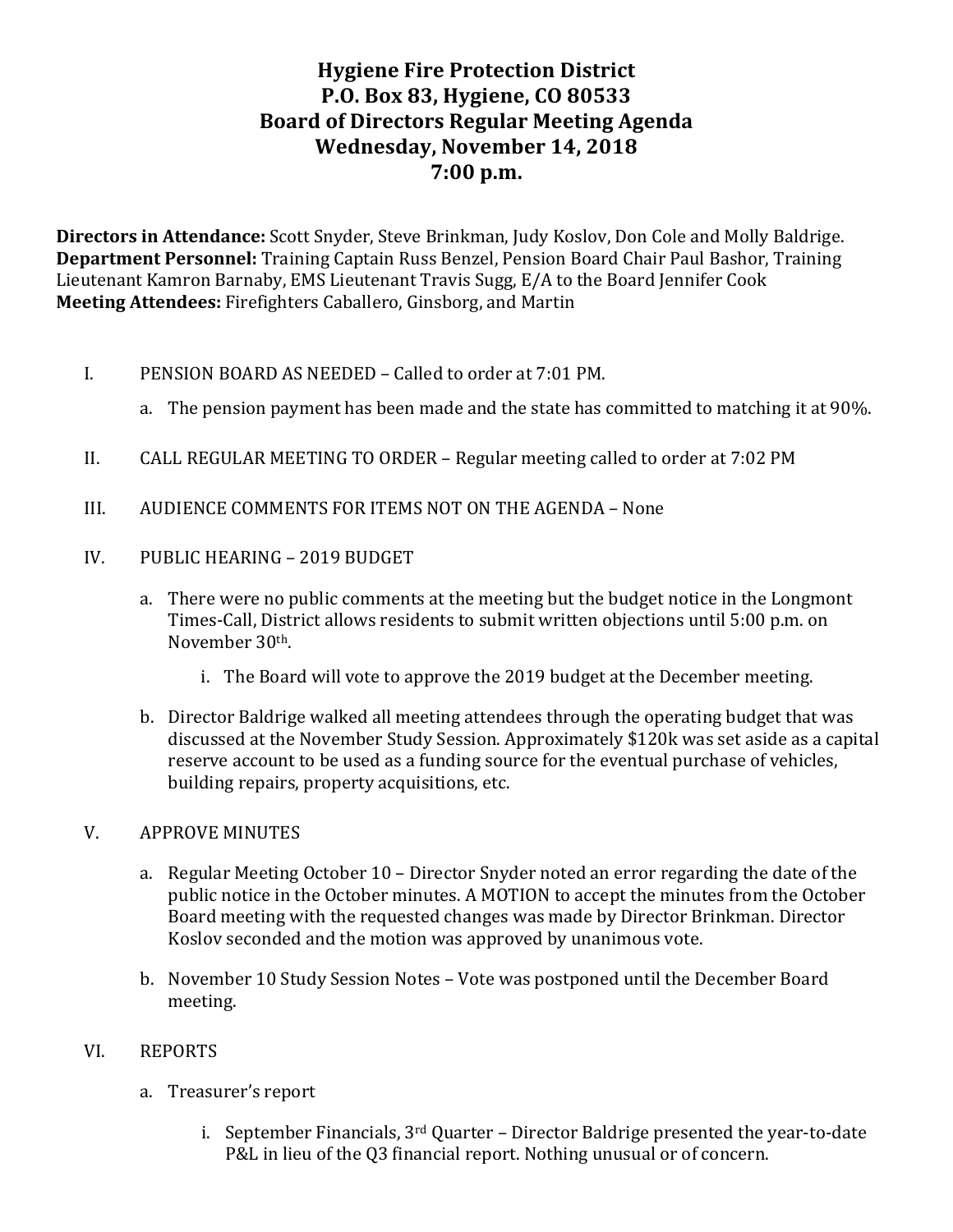# Hygiene Fire Protection District
## P.O. Box 83, Hygiene, CO 80533
## Board of Directors Regular Meeting Agenda
## Wednesday, November 14, 2018
## 7:00 p.m.

**Directors in Attendance:** Scott Snyder, Steve Brinkman, Judy Koslov, Don Cole and Molly Baldrige.
**Department Personnel:** Training Captain Russ Benzel, Pension Board Chair Paul Bashor, Training Lieutenant Kamron Barnaby, EMS Lieutenant Travis Sugg, E/A to the Board Jennifer Cook
**Meeting Attendees:** Firefighters Caballero, Ginsborg, and Martin

I. PENSION BOARD AS NEEDED – Called to order at 7:01 PM.

   a. The pension payment has been made and the state has committed to matching it at 90%.

II. CALL REGULAR MEETING TO ORDER – Regular meeting called to order at 7:02 PM

III. AUDIENCE COMMENTS FOR ITEMS NOT ON THE AGENDA – None

IV. PUBLIC HEARING – 2019 BUDGET

   a. There were no public comments at the meeting but the budget notice in the Longmont Times-Call, District allows residents to submit written objections until 5:00 p.m. on November 30th.

      i. The Board will vote to approve the 2019 budget at the December meeting.

   b. Director Baldrige walked all meeting attendees through the operating budget that was discussed at the November Study Session. Approximately $120k was set aside as a capital reserve account to be used as a funding source for the eventual purchase of vehicles, building repairs, property acquisitions, etc.

V. APPROVE MINUTES

   a. Regular Meeting October 10 – Director Snyder noted an error regarding the date of the public notice in the October minutes. A MOTION to accept the minutes from the October Board meeting with the requested changes was made by Director Brinkman. Director Koslov seconded and the motion was approved by unanimous vote.

   b. November 10 Study Session Notes – Vote was postponed until the December Board meeting.

VI. REPORTS

   a. Treasurer's report

      i. September Financials, 3rd Quarter – Director Baldrige presented the year-to-date P&L in lieu of the Q3 financial report. Nothing unusual or of concern.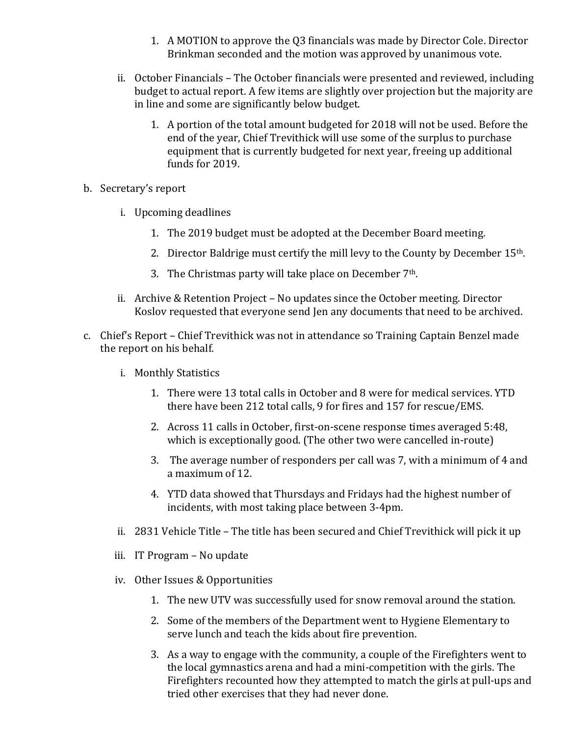1. A MOTION to approve the Q3 financials was made by Director Cole. Director Brinkman seconded and the motion was approved by unanimous vote.

ii. October Financials – The October financials were presented and reviewed, including budget to actual report. A few items are slightly over projection but the majority are in line and some are significantly below budget.

1. A portion of the total amount budgeted for 2018 will not be used. Before the end of the year, Chief Trevithick will use some of the surplus to purchase equipment that is currently budgeted for next year, freeing up additional funds for 2019.

b. Secretary's report

i. Upcoming deadlines

1. The 2019 budget must be adopted at the December Board meeting.
2. Director Baldrige must certify the mill levy to the County by December 15th.
3. The Christmas party will take place on December 7th.

ii. Archive & Retention Project – No updates since the October meeting. Director Koslov requested that everyone send Jen any documents that need to be archived.

c. Chief's Report – Chief Trevithick was not in attendance so Training Captain Benzel made the report on his behalf.

i. Monthly Statistics

1. There were 13 total calls in October and 8 were for medical services. YTD there have been 212 total calls, 9 for fires and 157 for rescue/EMS.
2. Across 11 calls in October, first-on-scene response times averaged 5:48, which is exceptionally good. (The other two were cancelled in-route)
3. The average number of responders per call was 7, with a minimum of 4 and a maximum of 12.
4. YTD data showed that Thursdays and Fridays had the highest number of incidents, with most taking place between 3-4pm.

ii. 2831 Vehicle Title – The title has been secured and Chief Trevithick will pick it up

iii. IT Program – No update

iv. Other Issues & Opportunities

1. The new UTV was successfully used for snow removal around the station.
2. Some of the members of the Department went to Hygiene Elementary to serve lunch and teach the kids about fire prevention.
3. As a way to engage with the community, a couple of the Firefighters went to the local gymnastics arena and had a mini-competition with the girls. The Firefighters recounted how they attempted to match the girls at pull-ups and tried other exercises that they had never done.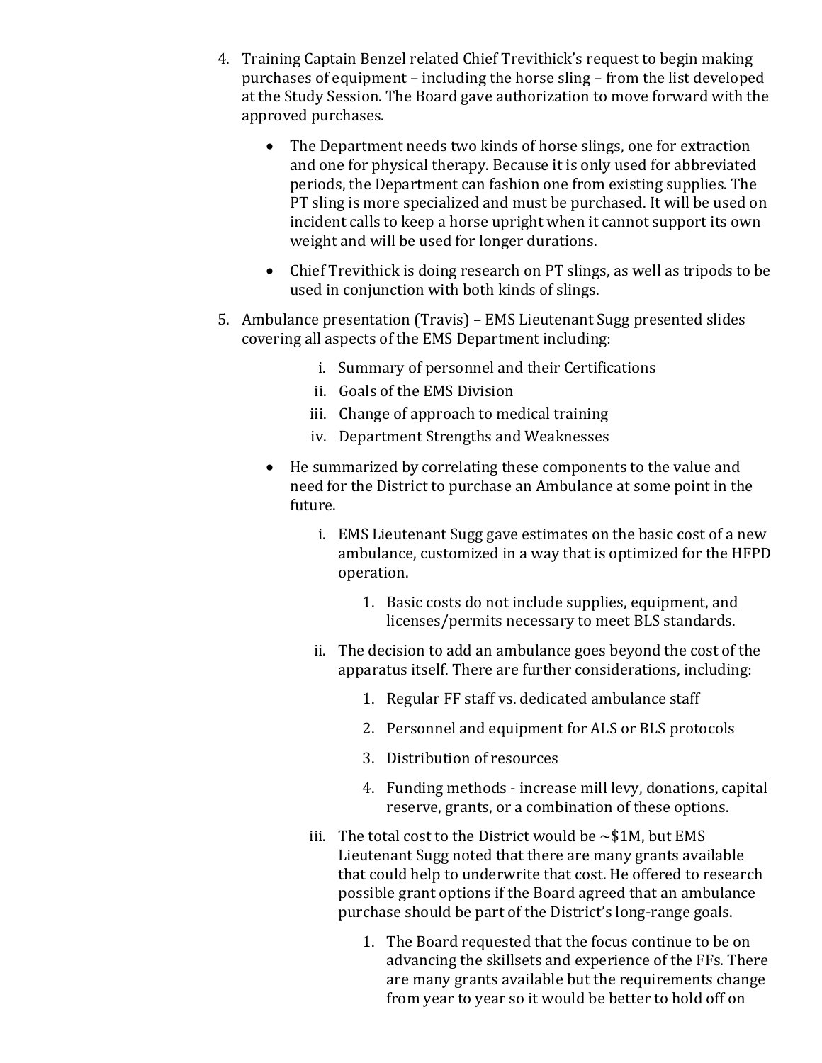4. Training Captain Benzel related Chief Trevithick's request to begin making purchases of equipment – including the horse sling – from the list developed at the Study Session. The Board gave authorization to move forward with the approved purchases.

    - The Department needs two kinds of horse slings, one for extraction and one for physical therapy. Because it is only used for abbreviated periods, the Department can fashion one from existing supplies. The PT sling is more specialized and must be purchased. It will be used on incident calls to keep a horse upright when it cannot support its own weight and will be used for longer durations.

    - Chief Trevithick is doing research on PT slings, as well as tripods to be used in conjunction with both kinds of slings.

5. Ambulance presentation (Travis) – EMS Lieutenant Sugg presented slides covering all aspects of the EMS Department including:

    i. Summary of personnel and their Certifications
    ii. Goals of the EMS Division
    iii. Change of approach to medical training
    iv. Department Strengths and Weaknesses

    - He summarized by correlating these components to the value and need for the District to purchase an Ambulance at some point in the future.

        i. EMS Lieutenant Sugg gave estimates on the basic cost of a new ambulance, customized in a way that is optimized for the HFPD operation.

            1. Basic costs do not include supplies, equipment, and licenses/permits necessary to meet BLS standards.

        ii. The decision to add an ambulance goes beyond the cost of the apparatus itself. There are further considerations, including:

            1. Regular FF staff vs. dedicated ambulance staff

            2. Personnel and equipment for ALS or BLS protocols

            3. Distribution of resources

            4. Funding methods - increase mill levy, donations, capital reserve, grants, or a combination of these options.

        iii. The total cost to the District would be ~$1M, but EMS Lieutenant Sugg noted that there are many grants available that could help to underwrite that cost. He offered to research possible grant options if the Board agreed that an ambulance purchase should be part of the District's long-range goals.

            1. The Board requested that the focus continue to be on advancing the skillsets and experience of the FFs. There are many grants available but the requirements change from year to year so it would be better to hold off on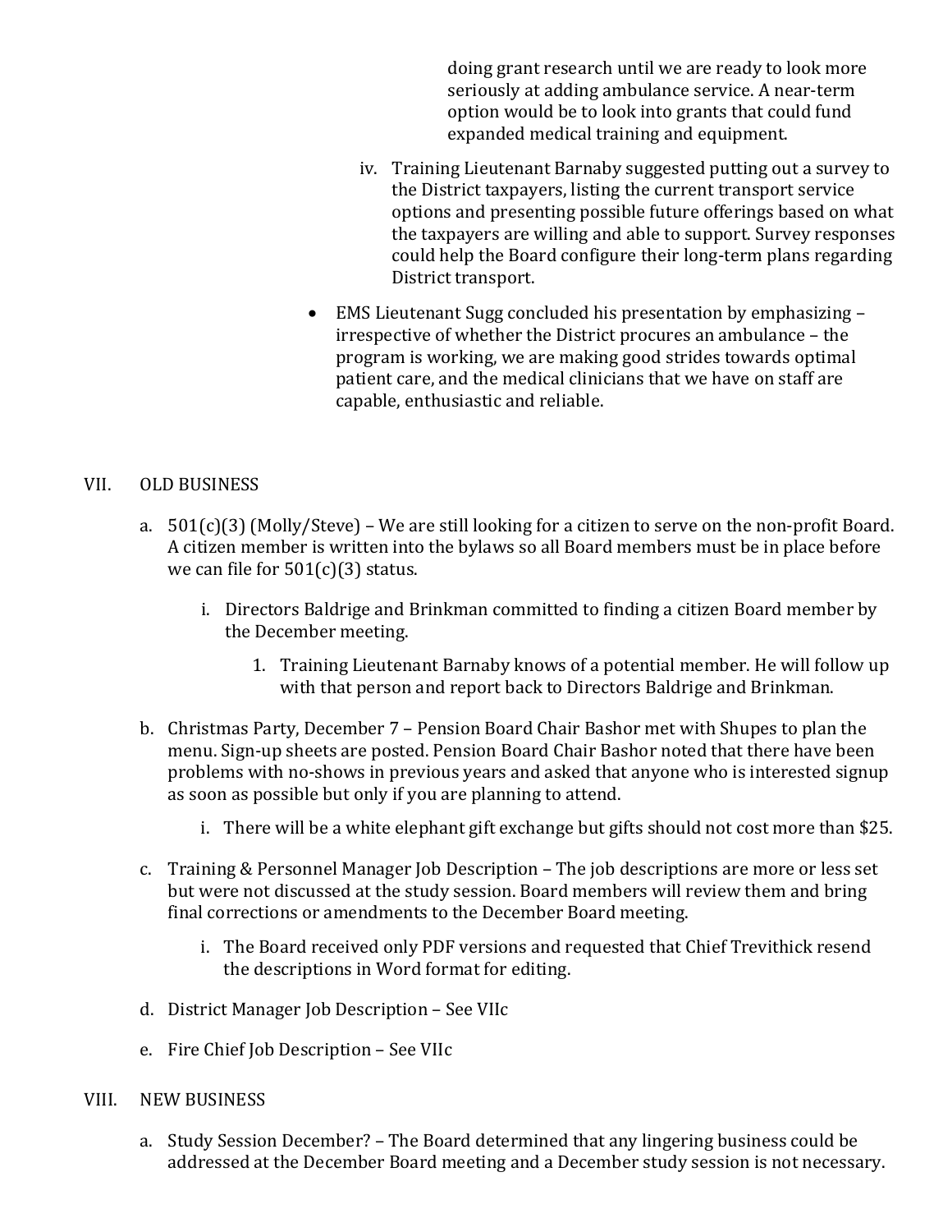doing grant research until we are ready to look more seriously at adding ambulance service. A near-term option would be to look into grants that could fund expanded medical training and equipment.

iv. Training Lieutenant Barnaby suggested putting out a survey to the District taxpayers, listing the current transport service options and presenting possible future offerings based on what the taxpayers are willing and able to support. Survey responses could help the Board configure their long-term plans regarding District transport.

- EMS Lieutenant Sugg concluded his presentation by emphasizing – irrespective of whether the District procures an ambulance – the program is working, we are making good strides towards optimal patient care, and the medical clinicians that we have on staff are capable, enthusiastic and reliable.

## VII. OLD BUSINESS

a. 501(c)(3) (Molly/Steve) – We are still looking for a citizen to serve on the non-profit Board. A citizen member is written into the bylaws so all Board members must be in place before we can file for 501(c)(3) status.

   i. Directors Baldrige and Brinkman committed to finding a citizen Board member by the December meeting.

      1. Training Lieutenant Barnaby knows of a potential member. He will follow up with that person and report back to Directors Baldrige and Brinkman.

b. Christmas Party, December 7 – Pension Board Chair Bashor met with Shupes to plan the menu. Sign-up sheets are posted. Pension Board Chair Bashor noted that there have been problems with no-shows in previous years and asked that anyone who is interested signup as soon as possible but only if you are planning to attend.

   i. There will be a white elephant gift exchange but gifts should not cost more than $25.

c. Training & Personnel Manager Job Description – The job descriptions are more or less set but were not discussed at the study session. Board members will review them and bring final corrections or amendments to the December Board meeting.

   i. The Board received only PDF versions and requested that Chief Trevithick resend the descriptions in Word format for editing.

d. District Manager Job Description – See VIIc

e. Fire Chief Job Description – See VIIc

## VIII. NEW BUSINESS

a. Study Session December? – The Board determined that any lingering business could be addressed at the December Board meeting and a December study session is not necessary.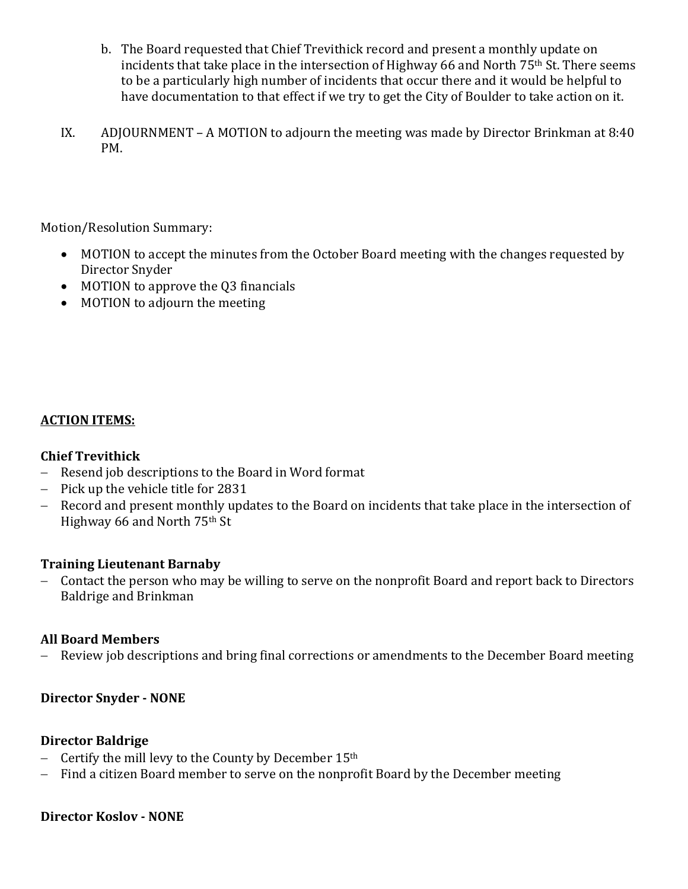b. The Board requested that Chief Trevithick record and present a monthly update on incidents that take place in the intersection of Highway 66 and North 75th St. There seems to be a particularly high number of incidents that occur there and it would be helpful to have documentation to that effect if we try to get the City of Boulder to take action on it.

IX. ADJOURNMENT – A MOTION to adjourn the meeting was made by Director Brinkman at 8:40 PM.

Motion/Resolution Summary:

- MOTION to accept the minutes from the October Board meeting with the changes requested by Director Snyder
- MOTION to approve the Q3 financials
- MOTION to adjourn the meeting

**ACTION ITEMS:**

**Chief Trevithick**

- Resend job descriptions to the Board in Word format
- Pick up the vehicle title for 2831
- Record and present monthly updates to the Board on incidents that take place in the intersection of Highway 66 and North 75th St

**Training Lieutenant Barnaby**

- Contact the person who may be willing to serve on the nonprofit Board and report back to Directors Baldrige and Brinkman

**All Board Members**

- Review job descriptions and bring final corrections or amendments to the December Board meeting

**Director Snyder - NONE**

**Director Baldrige**

- Certify the mill levy to the County by December 15th
- Find a citizen Board member to serve on the nonprofit Board by the December meeting

**Director Koslov - NONE**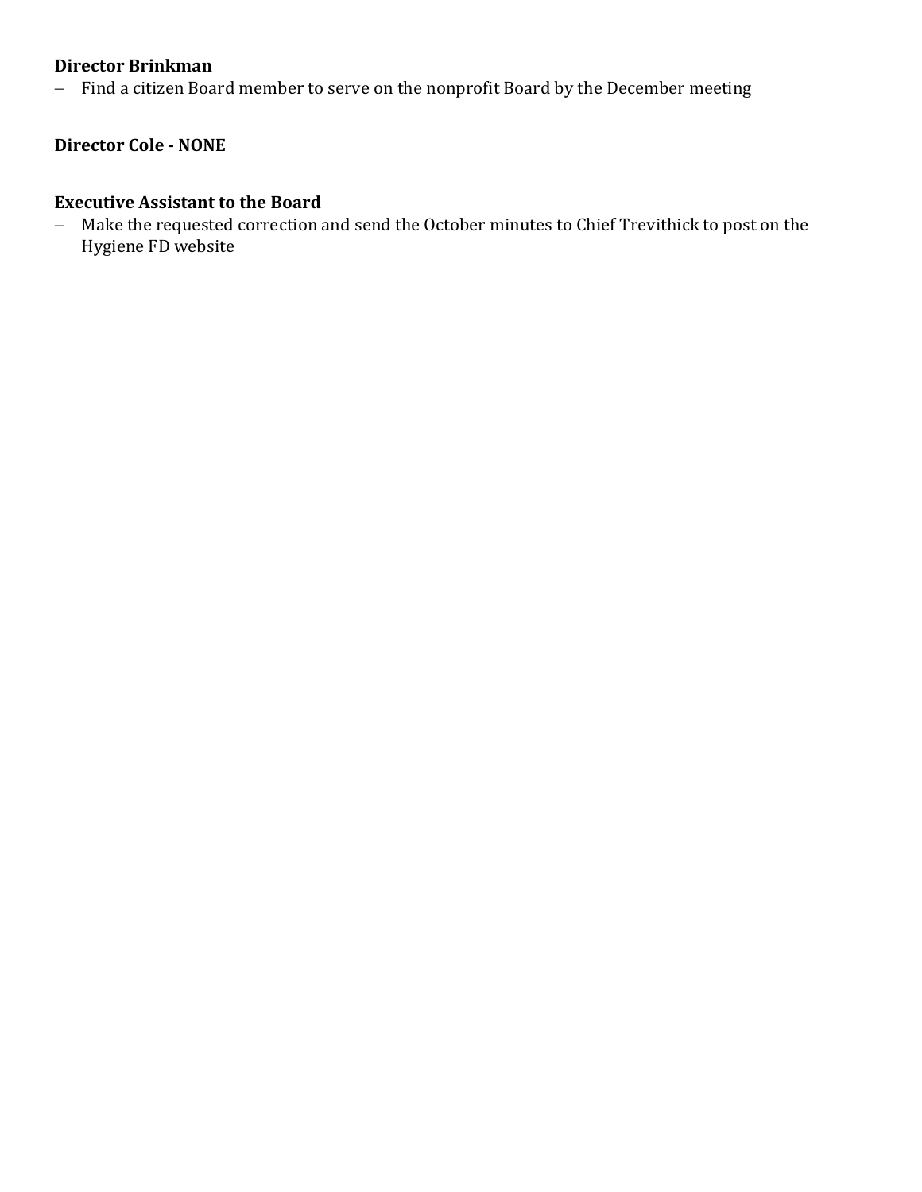**Director Brinkman**

- Find a citizen Board member to serve on the nonprofit Board by the December meeting

**Director Cole - NONE**

**Executive Assistant to the Board**

- Make the requested correction and send the October minutes to Chief Trevithick to post on the Hygiene FD website